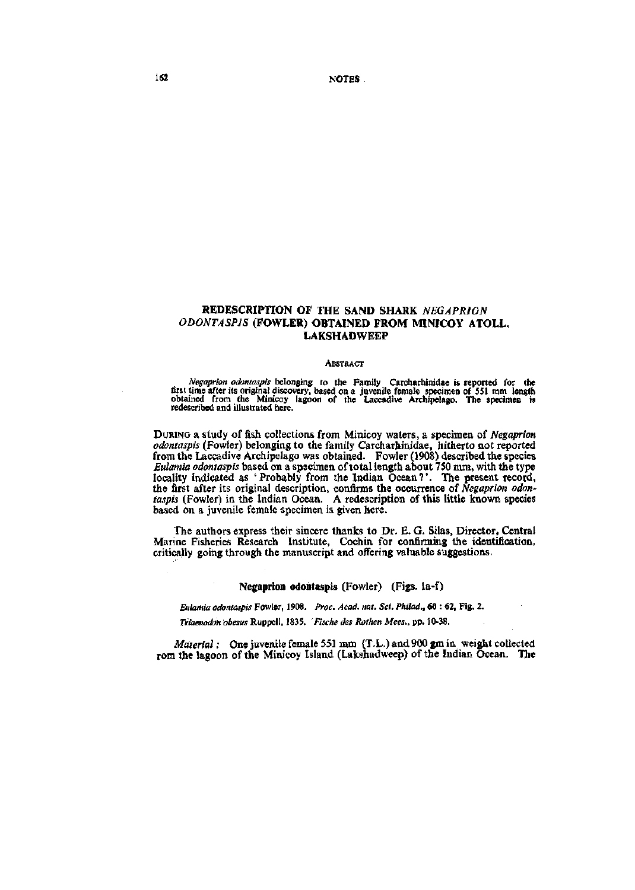## REDESCRIPTION OF THE SAND SHARK *NEGAPRION ODONTASPIS* (FOWLER) OBTAINED FROM MINICOY ATOLL, LAKSHADWEEP

### ABSTRACT

*Negaprion odontaspis* belonging to the Family Carcharhinidae is reported for the first time after its original discovery, based on a juvenile female specimen of 551 mm length obtained from the Minicoy lagoon of the Laccadive Archipelago. The specimen is redescribed and illustrated here.

DURING a study of fish collections from Minicoy waters, a specimen of *Negaprion odontaspis* (Fowler) belonging to the family Carcharhinidae, hitherto not reported from the Laccadive Archipelago was obtained. Fowler (1908) described the species *Eulamia odontaspis* based on a specimen of total length about 750 mm, with the type locality indicated as 'Probably from the Indian Ocean?'. The present record, the first after its original description, confirms the occurrence of *Negaprion odontaspis* (Fowler) in the Indian Ocean. A redescription of this little known species based on a juvenile female specimen is given here.

The authors express their sincere thanks to Dr. E. G. Silas, Director, Central Marine Fisheries Research Institute, Cochin for confirming the identification, critically going through the manuscript and offering valuable suggestions.

**Negaprion odontaspis** (Fowler) (Figs. 1a-f)

*Eulamia odontaspis* Fowler, 1908. *Proc. Acad. nat. Sci. Philad.*, 60 : 62, Fig. 2.

*Triaenodon obesus* Ruppell, 1835. *Fische des Rothen Mees.*, pp. 10-38.

*Material :* One juvenile female 551 mm (T.L.) and 900 gm in weight collected rom the lagoon of the Minicoy Island (Lakshadweep) of the Indian Ocean. The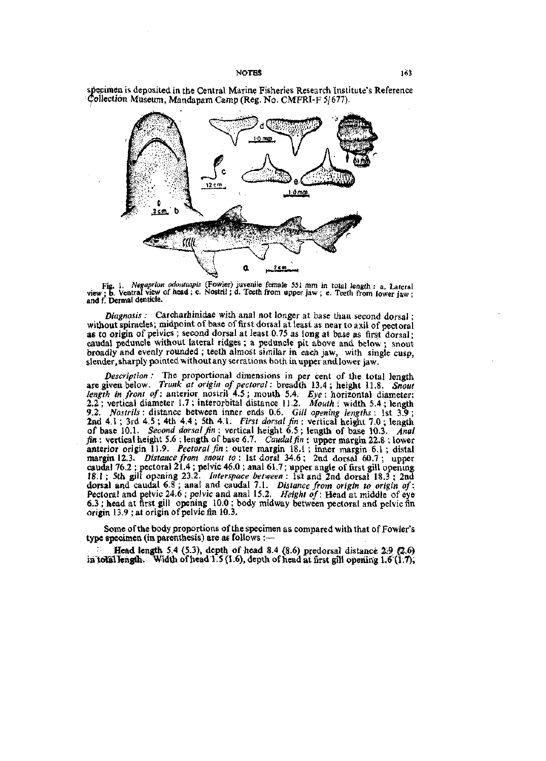specimen is deposited in the Central Marine Fisheries Research Institute's Reference Collection Museum, Mandapam Camp (Reg. No. CMFRI-F 5/677).

Fig. 1. *Negaprion odontaspis* (Fowler) juvenile female 551 mm in total length : a. Lateral view ; b. Ventral view of head ; c. Nostril ; d. Teeth from upper jaw ; e. Teeth from lower jaw ; and f. Dermal denticle.

*Diagnosis :* Carcharhinidae with anal not longer at base than second dorsal ; without spiracles; midpoint of base of first dorsal at least as near to axil of pectoral as to origin of pelvics ; second dorsal at least 0.75 as long at base as first dorsal; caudal peduncle without lateral ridges ; a peduncle pit above and below ; snout broadly and evenly rounded ; teeth almost similar in each jaw, with single cusp, slender, sharply pointed without any serrations both in upper and lower jaw.

*Description :* The proportional dimensions in per cent of the total length are given below. *Trunk at origin of pectoral* : breadth 13.4 ; height 11.8. *Snout length in front of* : anterior nostril 4.5 ; mouth 5.4. *Eye* : horizontal diameter: 2.2 ; vertical diameter 1.7 ; interorbital distance 11.2. *Mouth* : width 5.4 ; length 9.2. *Nostrils* : distance between inner ends 0.6. *Gill opening lengths* : 1st 3.9 ; 2nd 4.1 ; 3rd 4.5 ; 4th 4.4 ; 5th 4.1. *First dorsal fin* : vertical height 7.0 ; length of base 10.1. *Second dorsal fin* : vertical height 6.5 ; length of base 10.3. *Anal fin* : vertical height 5.6 ; length of base 6.7. *Caudal fin* : upper margin 22.8 ; lower anterior origin 11.9. *Pectoral fin* : outer margin 18.1 ; inner margin 6.1 ; distal margin 12.3. *Distance from snout to* : 1st dorsl 34.6 ; 2nd dorsal 60.7 ; upper caudal 76.2 ; pectoral 21.4 ; pelvic 46.0 ; anal 61.7 ; upper angle of first gill opening 18.1 ; 5th gill opening 23.2. *Interspace between* : 1st and 2nd dorsal 18.3 ; 2nd dorsal and caudal 6.8 ; anal and caudal 7.1. *Distance from origin to origin of* : Pectoral and pelvic 24.6 ; pelvic and anal 15.2. *Height of* : Head at middle of eye 6.3 ; head at first gill opening 10.0 ; body midway between pectoral and pelvic fin origin 13.9 ; at origin of pelvic fin 10.3.

Some of the body proportions of the specimen as compared with that of Fowler's type specimen (in parenthesis) are as follows :—

**Head length** 5.4 (5.3), depth of head 8.4 (8.6) predorsal distance 2.9 (2.6) in total length. Width of head 1.5 (1.6), depth of head at first gill opening 1.6 (1.7),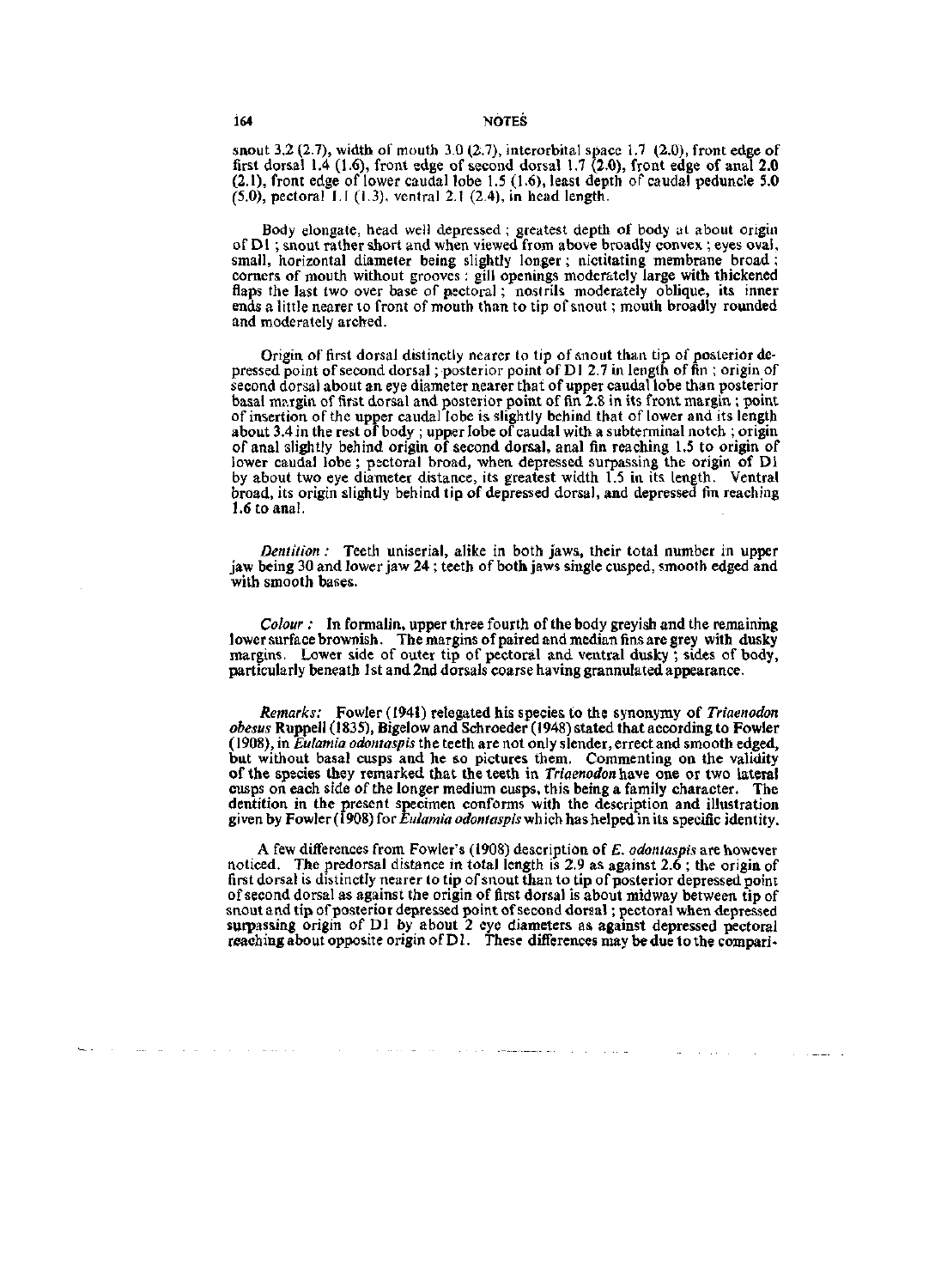snout 3.2 (2.7), width of mouth 3.0 (2.7), interorbital space 1.7 (2.0), front edge of first dorsal 1.4 (1.6), front edge of second dorsal 1.7 (2.0), front edge of anal 2.0 (2.1), front edge of lower caudal lobe 1.5 (1.6), least depth of caudal peduncle 5.0 (5.0), pectoral 1.1 (1.3), ventral 2.1 (2.4), in head length.

Body elongate, head well depressed ; greatest depth of body at about origin of D1 ; snout rather short and when viewed from above broadly convex ; eyes oval, small, horizontal diameter being slightly longer ; nictitating membrane broad ; corners of mouth without grooves : gill openings moderately large with thickened flaps the last two over base of pectoral ; nostrils moderately oblique, its inner ends a little nearer to front of mouth than to tip of snout ; mouth broadly rounded and moderately arched.

Origin of first dorsal distinctly nearer to tip of snout than tip of posterior depressed point of second dorsal ; posterior point of D1 2.7 in length of fin ; origin of second dorsal about an eye diameter nearer that of upper caudal lobe than posterior basal margin of first dorsal and posterior point of fin 2.8 in its front margin ; point of insertion of the upper caudal lobe is slightly behind that of lower and its length about 3.4 in the rest of body ; upper lobe of caudal with a subterminal notch ; origin of anal slightly behind origin of second dorsal, anal fin reaching 1.5 to origin of lower caudal lobe ; pectoral broad, when depressed surpassing the origin of D1 by about two eye diameter distance, its greatest width 1.5 in its length. Ventral broad, its origin slightly behind tip of depressed dorsal, and depressed fin reaching 1.6 to anal.

*Dentition :* Teeth uniserial, alike in both jaws, their total number in upper jaw being 30 and lower jaw 24 ; teeth of both jaws single cusped, smooth edged and with smooth bases.

*Colour :* In formalin, upper three fourth of the body greyish and the remaining lower surface brownish. The margins of paired and median fins are grey with dusky margins. Lower side of outer tip of pectoral and ventral dusky ; sides of body, particularly beneath 1st and 2nd dorsals coarse having grannulated appearance.

*Remarks:* Fowler (1941) relegated his species to the synonymy of *Triaenodon obesus* Ruppell (1835), Bigelow and Schroeder (1948) stated that according to Fowler (1908), in *Eulamia odontaspis* the teeth are not only slender, errect and smooth edged, but without basal cusps and he so pictures them. Commenting on the validity of the species they remarked that the teeth in *Triaenodon* have one or two lateral cusps on each side of the longer medium cusps, this being a family character. The dentition in the present specimen conforms with the description and illustration given by Fowler (1908) for *Eulamia odontaspis* which has helped in its specific identity.

A few differences from Fowler's (1908) description of *E. odontaspis* are however noticed. The predorsal distance in total length is 2.9 as against 2.6 ; the origin of first dorsal is distinctly nearer to tip of snout than to tip of posterior depressed point of second dorsal as against the origin of first dorsal is about midway between tip of snout and tip of posterior depressed point of second dorsal ; pectoral when depressed surpassing origin of D1 by about 2 eye diameters as against depressed pectoral reaching about opposite origin of D1. These differences may be due to the compari-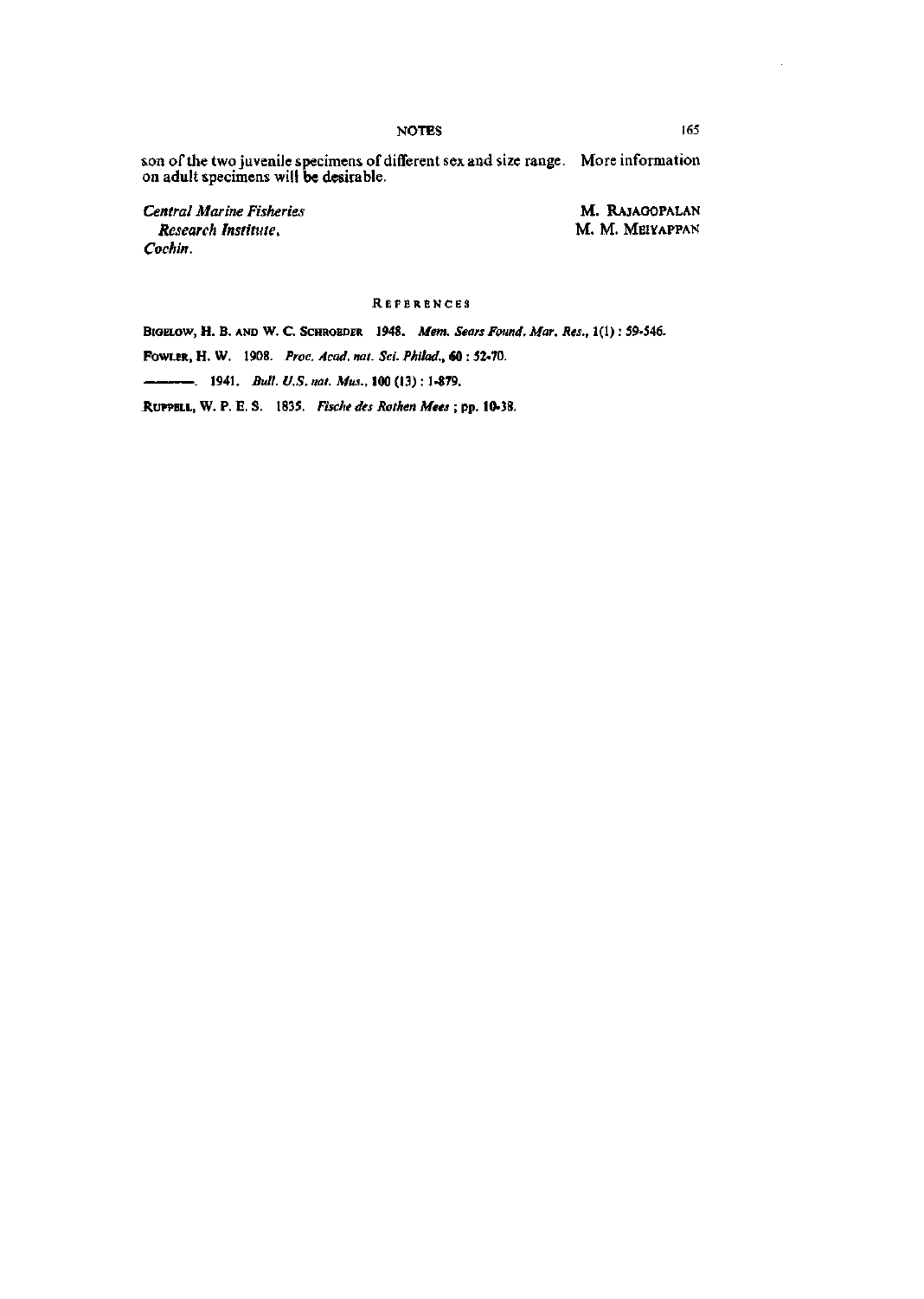son of the two juvenile specimens of different sex and size range. More information on adult specimens will be desirable.

*Central Marine Fisheries Research Institute, Cochin.*

M. RAJAGOPALAN
M. M. MEIYAPPAN

## REFERENCES

BIGELOW, H. B. AND W. C. SCHROEDER 1948. *Mem. Sears Found. Mar. Res.*, 1(1): 59-546.

FOWLER, H. W. 1908. *Proc. Acad. nat. Sci. Philad.*, 60: 52-70.

———. 1941. *Bull. U.S. nat. Mus.*, 100 (13): 1-879.

RUPPELL, W. P. E. S. 1835. *Fische des Rothen Mees*; pp. 10-38.